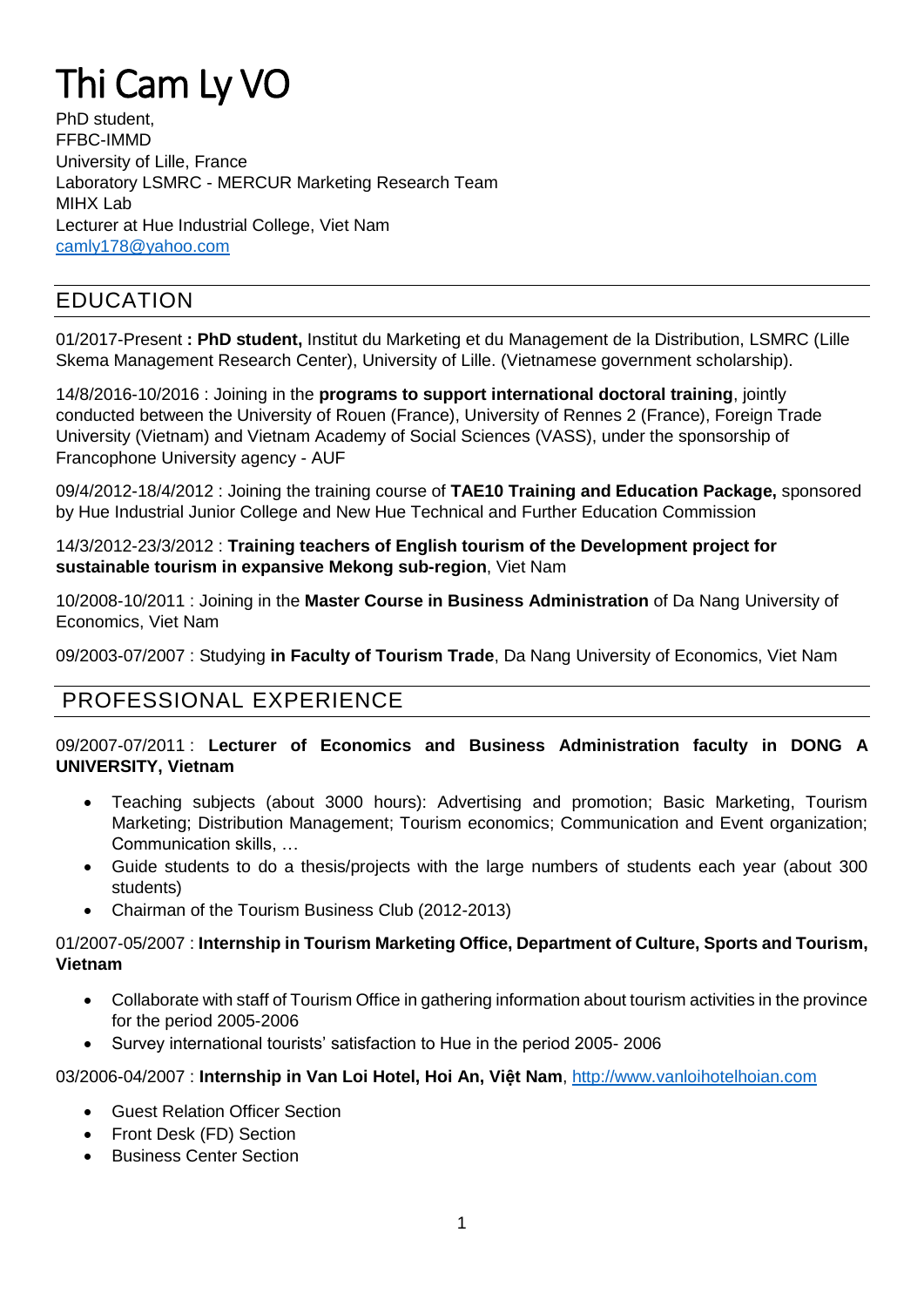# Thi Cam Ly VO

PhD student,
FFBC-IMMD
University of Lille, France
Laboratory LSMRC - MERCUR Marketing Research Team
MIHX Lab
Lecturer at Hue Industrial College, Viet Nam
camly178@yahoo.com

## EDUCATION

01/2017-Present **: PhD student,** Institut du Marketing et du Management de la Distribution, LSMRC (Lille Skema Management Research Center), University of Lille. (Vietnamese government scholarship).

14/8/2016-10/2016 : Joining in the **programs to support international doctoral training**, jointly conducted between the University of Rouen (France), University of Rennes 2 (France), Foreign Trade University (Vietnam) and Vietnam Academy of Social Sciences (VASS), under the sponsorship of Francophone University agency - AUF

09/4/2012-18/4/2012 : Joining the training course of **TAE10 Training and Education Package,** sponsored by Hue Industrial Junior College and New Hue Technical and Further Education Commission

14/3/2012-23/3/2012 : **Training teachers of English tourism of the Development project for sustainable tourism in expansive Mekong sub-region**, Viet Nam

10/2008-10/2011 : Joining in the **Master Course in Business Administration** of Da Nang University of Economics, Viet Nam

09/2003-07/2007 : Studying **in Faculty of Tourism Trade**, Da Nang University of Economics, Viet Nam

## PROFESSIONAL EXPERIENCE

09/2007-07/2011 : **Lecturer of Economics and Business Administration faculty in DONG A UNIVERSITY, Vietnam**

- Teaching subjects (about 3000 hours): Advertising and promotion; Basic Marketing, Tourism Marketing; Distribution Management; Tourism economics; Communication and Event organization; Communication skills, …
- Guide students to do a thesis/projects with the large numbers of students each year (about 300 students)
- Chairman of the Tourism Business Club (2012-2013)

01/2007-05/2007 : **Internship in Tourism Marketing Office, Department of Culture, Sports and Tourism, Vietnam**

- Collaborate with staff of Tourism Office in gathering information about tourism activities in the province for the period 2005-2006
- Survey international tourists' satisfaction to Hue in the period 2005- 2006

03/2006-04/2007 : **Internship in Van Loi Hotel, Hoi An, Việt Nam**, http://www.vanloihotelhoian.com

- Guest Relation Officer Section
- Front Desk (FD) Section
- Business Center Section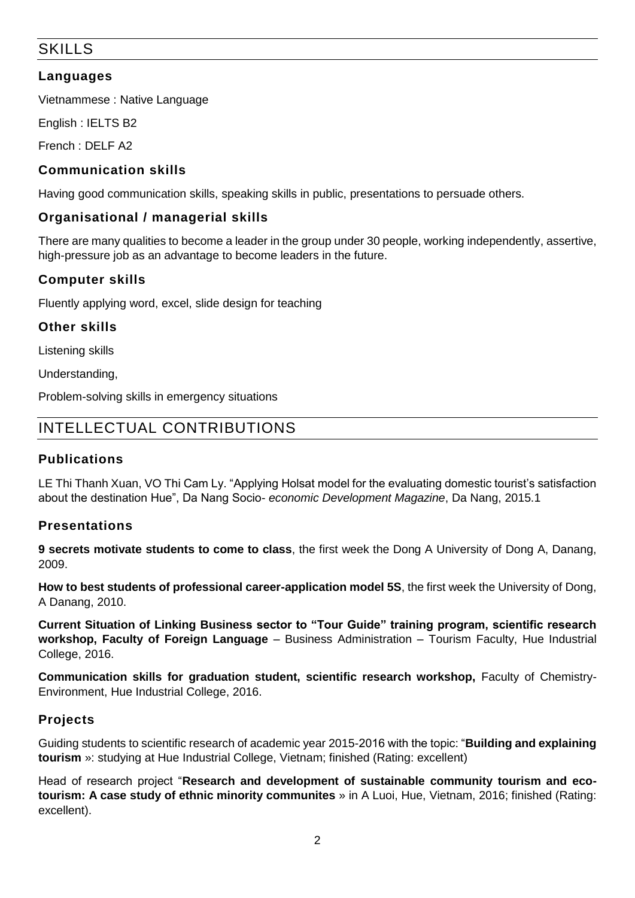## SKILLS

### Languages

Vietnammese : Native Language

English : IELTS B2

French : DELF A2

### Communication skills

Having good communication skills, speaking skills in public, presentations to persuade others.

### Organisational / managerial skills

There are many qualities to become a leader in the group under 30 people, working independently, assertive, high-pressure job as an advantage to become leaders in the future.

### Computer skills

Fluently applying word, excel, slide design for teaching

### Other skills

Listening skills

Understanding,

Problem-solving skills in emergency situations

## INTELLECTUAL CONTRIBUTIONS

### Publications

LE Thi Thanh Xuan, VO Thi Cam Ly. "Applying Holsat model for the evaluating domestic tourist's satisfaction about the destination Hue", Da Nang Socio- *economic Development Magazine*, Da Nang, 2015.1

### Presentations

**9 secrets motivate students to come to class**, the first week the Dong A University of Dong A, Danang, 2009.

**How to best students of professional career-application model 5S**, the first week the University of Dong, A Danang, 2010.

**Current Situation of Linking Business sector to "Tour Guide" training program, scientific research workshop, Faculty of Foreign Language** – Business Administration – Tourism Faculty, Hue Industrial College, 2016.

**Communication skills for graduation student, scientific research workshop,** Faculty of Chemistry-Environment, Hue Industrial College, 2016.

### Projects

Guiding students to scientific research of academic year 2015-2016 with the topic: "**Building and explaining tourism** »: studying at Hue Industrial College, Vietnam; finished (Rating: excellent)

Head of research project "**Research and development of sustainable community tourism and eco-tourism: A case study of ethnic minority communites** » in A Luoi, Hue, Vietnam, 2016; finished (Rating: excellent).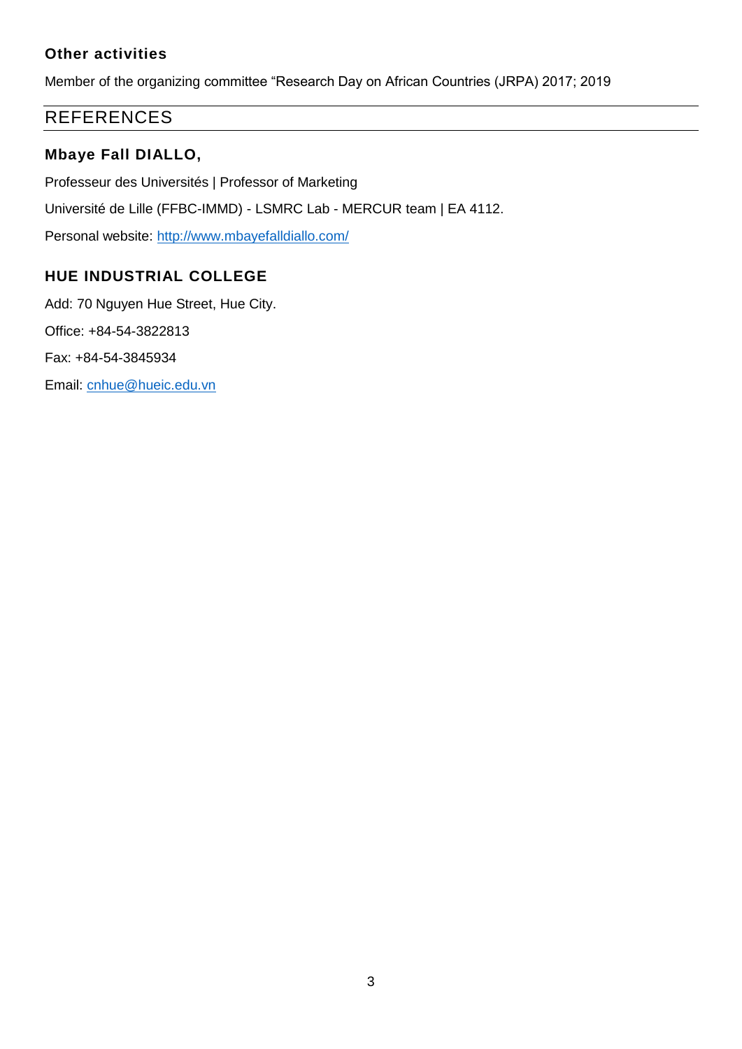### Other activities

Member of the organizing committee "Research Day on African Countries (JRPA) 2017; 2019

## REFERENCES

### Mbaye Fall DIALLO,

Professeur des Universités | Professor of Marketing

Université de Lille (FFBC-IMMD) - LSMRC Lab - MERCUR team | EA 4112.

Personal website: [http://www.mbayefalldiallo.com/](http://www.mbayefalldiallo.com/)

### HUE INDUSTRIAL COLLEGE

Add: 70 Nguyen Hue Street, Hue City.

Office: +84-54-3822813

Fax: +84-54-3845934

Email: [cnhue@hueic.edu.vn](mailto:cnhue@hueic.edu.vn)